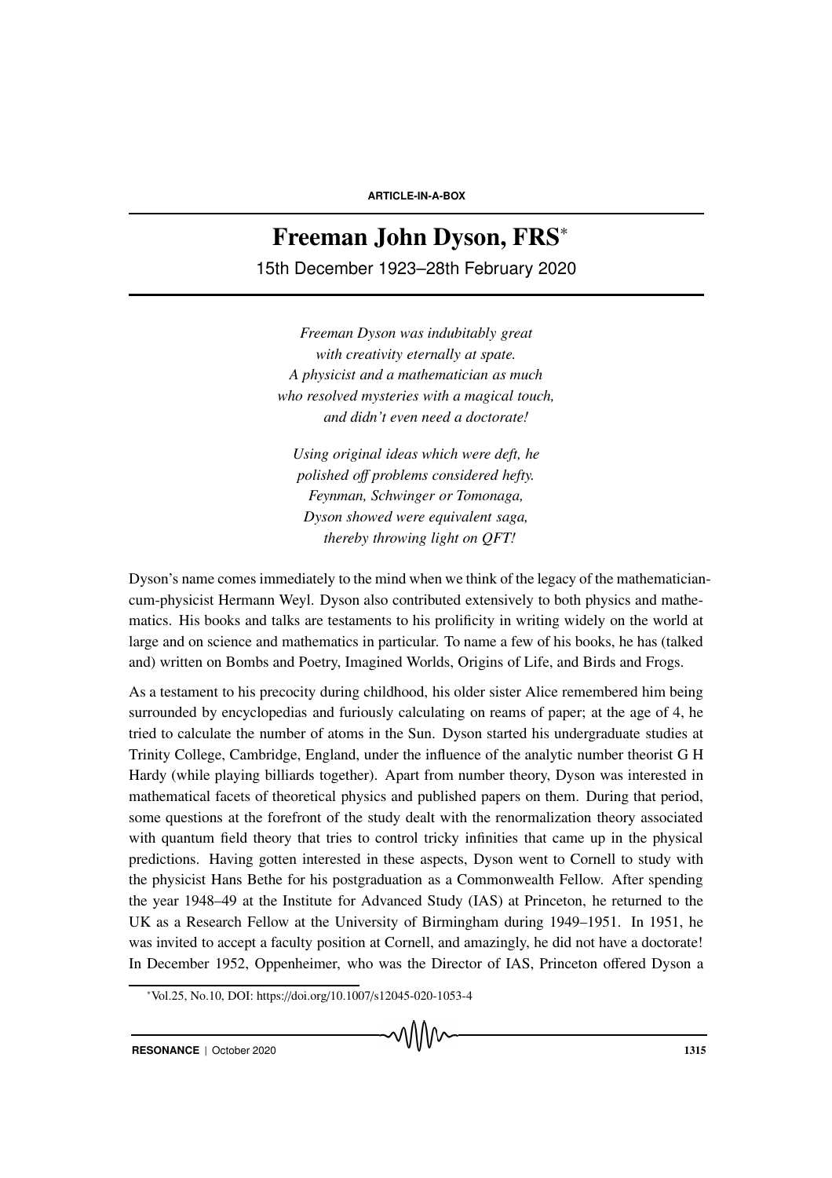ARTICLE-IN-A-BOX

# Freeman John Dyson, FRS*

15th December 1923–28th February 2020

*Freeman Dyson was indubitably great*
*with creativity eternally at spate.*
*A physicist and a mathematician as much*
*who resolved mysteries with a magical touch,*
*and didn't even need a doctorate!*

*Using original ideas which were deft, he*
*polished off problems considered hefty.*
*Feynman, Schwinger or Tomonaga,*
*Dyson showed were equivalent saga,*
*thereby throwing light on QFT!*

Dyson's name comes immediately to the mind when we think of the legacy of the mathematician-cum-physicist Hermann Weyl. Dyson also contributed extensively to both physics and mathematics. His books and talks are testaments to his prolificity in writing widely on the world at large and on science and mathematics in particular. To name a few of his books, he has (talked and) written on Bombs and Poetry, Imagined Worlds, Origins of Life, and Birds and Frogs.

As a testament to his precocity during childhood, his older sister Alice remembered him being surrounded by encyclopedias and furiously calculating on reams of paper; at the age of 4, he tried to calculate the number of atoms in the Sun. Dyson started his undergraduate studies at Trinity College, Cambridge, England, under the influence of the analytic number theorist G H Hardy (while playing billiards together). Apart from number theory, Dyson was interested in mathematical facets of theoretical physics and published papers on them. During that period, some questions at the forefront of the study dealt with the renormalization theory associated with quantum field theory that tries to control tricky infinities that came up in the physical predictions. Having gotten interested in these aspects, Dyson went to Cornell to study with the physicist Hans Bethe for his postgraduation as a Commonwealth Fellow. After spending the year 1948–49 at the Institute for Advanced Study (IAS) at Princeton, he returned to the UK as a Research Fellow at the University of Birmingham during 1949–1951. In 1951, he was invited to accept a faculty position at Cornell, and amazingly, he did not have a doctorate! In December 1952, Oppenheimer, who was the Director of IAS, Princeton offered Dyson a

*Vol.25, No.10, DOI: https://doi.org/10.1007/s12045-020-1053-4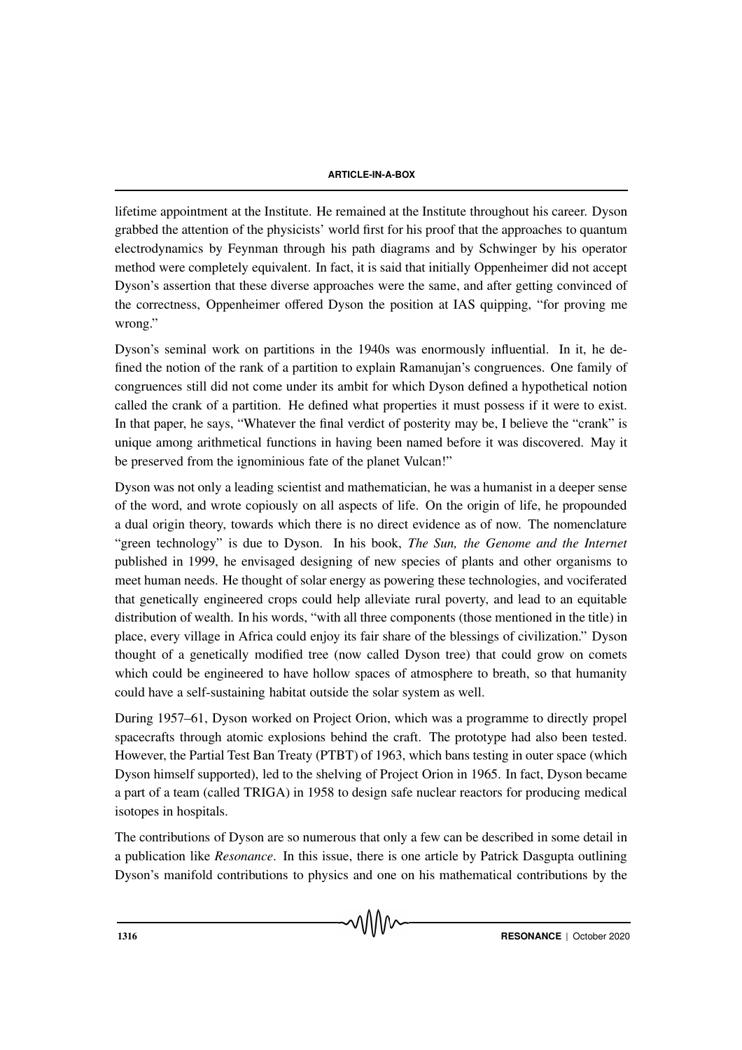lifetime appointment at the Institute. He remained at the Institute throughout his career. Dyson grabbed the attention of the physicists' world first for his proof that the approaches to quantum electrodynamics by Feynman through his path diagrams and by Schwinger by his operator method were completely equivalent. In fact, it is said that initially Oppenheimer did not accept Dyson's assertion that these diverse approaches were the same, and after getting convinced of the correctness, Oppenheimer offered Dyson the position at IAS quipping, "for proving me wrong."

Dyson's seminal work on partitions in the 1940s was enormously influential. In it, he defined the notion of the rank of a partition to explain Ramanujan's congruences. One family of congruences still did not come under its ambit for which Dyson defined a hypothetical notion called the crank of a partition. He defined what properties it must possess if it were to exist. In that paper, he says, "Whatever the final verdict of posterity may be, I believe the "crank" is unique among arithmetical functions in having been named before it was discovered. May it be preserved from the ignominious fate of the planet Vulcan!"

Dyson was not only a leading scientist and mathematician, he was a humanist in a deeper sense of the word, and wrote copiously on all aspects of life. On the origin of life, he propounded a dual origin theory, towards which there is no direct evidence as of now. The nomenclature "green technology" is due to Dyson. In his book, *The Sun, the Genome and the Internet* published in 1999, he envisaged designing of new species of plants and other organisms to meet human needs. He thought of solar energy as powering these technologies, and vociferated that genetically engineered crops could help alleviate rural poverty, and lead to an equitable distribution of wealth. In his words, "with all three components (those mentioned in the title) in place, every village in Africa could enjoy its fair share of the blessings of civilization." Dyson thought of a genetically modified tree (now called Dyson tree) that could grow on comets which could be engineered to have hollow spaces of atmosphere to breath, so that humanity could have a self-sustaining habitat outside the solar system as well.

During 1957–61, Dyson worked on Project Orion, which was a programme to directly propel spacecrafts through atomic explosions behind the craft. The prototype had also been tested. However, the Partial Test Ban Treaty (PTBT) of 1963, which bans testing in outer space (which Dyson himself supported), led to the shelving of Project Orion in 1965. In fact, Dyson became a part of a team (called TRIGA) in 1958 to design safe nuclear reactors for producing medical isotopes in hospitals.

The contributions of Dyson are so numerous that only a few can be described in some detail in a publication like *Resonance*. In this issue, there is one article by Patrick Dasgupta outlining Dyson's manifold contributions to physics and one on his mathematical contributions by the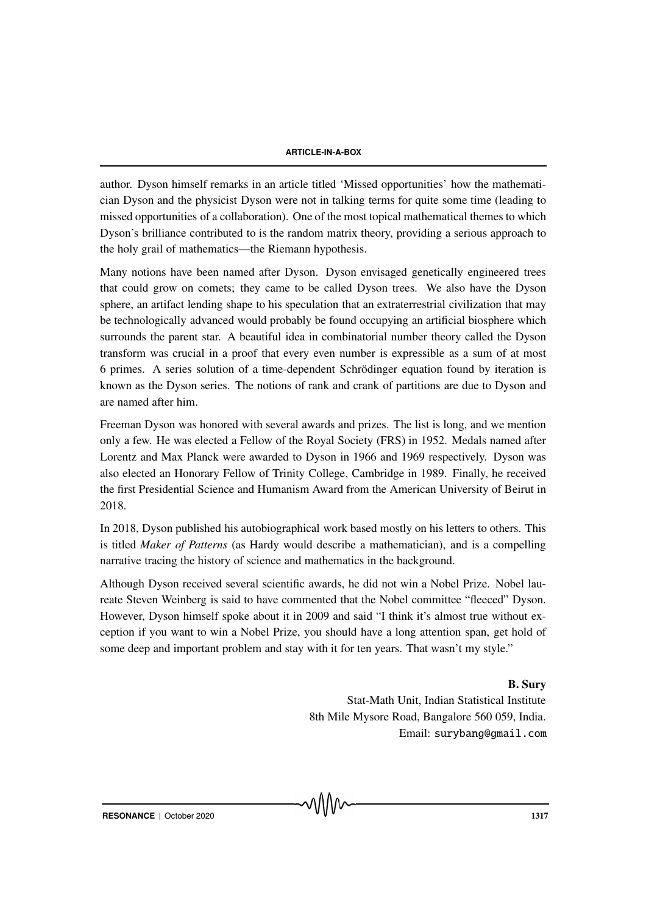author. Dyson himself remarks in an article titled 'Missed opportunities' how the mathematician Dyson and the physicist Dyson were not in talking terms for quite some time (leading to missed opportunities of a collaboration). One of the most topical mathematical themes to which Dyson's brilliance contributed to is the random matrix theory, providing a serious approach to the holy grail of mathematics—the Riemann hypothesis.

Many notions have been named after Dyson. Dyson envisaged genetically engineered trees that could grow on comets; they came to be called Dyson trees. We also have the Dyson sphere, an artifact lending shape to his speculation that an extraterrestrial civilization that may be technologically advanced would probably be found occupying an artificial biosphere which surrounds the parent star. A beautiful idea in combinatorial number theory called the Dyson transform was crucial in a proof that every even number is expressible as a sum of at most 6 primes. A series solution of a time-dependent Schrödinger equation found by iteration is known as the Dyson series. The notions of rank and crank of partitions are due to Dyson and are named after him.

Freeman Dyson was honored with several awards and prizes. The list is long, and we mention only a few. He was elected a Fellow of the Royal Society (FRS) in 1952. Medals named after Lorentz and Max Planck were awarded to Dyson in 1966 and 1969 respectively. Dyson was also elected an Honorary Fellow of Trinity College, Cambridge in 1989. Finally, he received the first Presidential Science and Humanism Award from the American University of Beirut in 2018.

In 2018, Dyson published his autobiographical work based mostly on his letters to others. This is titled *Maker of Patterns* (as Hardy would describe a mathematician), and is a compelling narrative tracing the history of science and mathematics in the background.

Although Dyson received several scientific awards, he did not win a Nobel Prize. Nobel laureate Steven Weinberg is said to have commented that the Nobel committee "fleeced" Dyson. However, Dyson himself spoke about it in 2009 and said "I think it's almost true without exception if you want to win a Nobel Prize, you should have a long attention span, get hold of some deep and important problem and stay with it for ten years. That wasn't my style."

**B. Sury**
Stat-Math Unit, Indian Statistical Institute
8th Mile Mysore Road, Bangalore 560 059, India.
Email: surybang@gmail.com